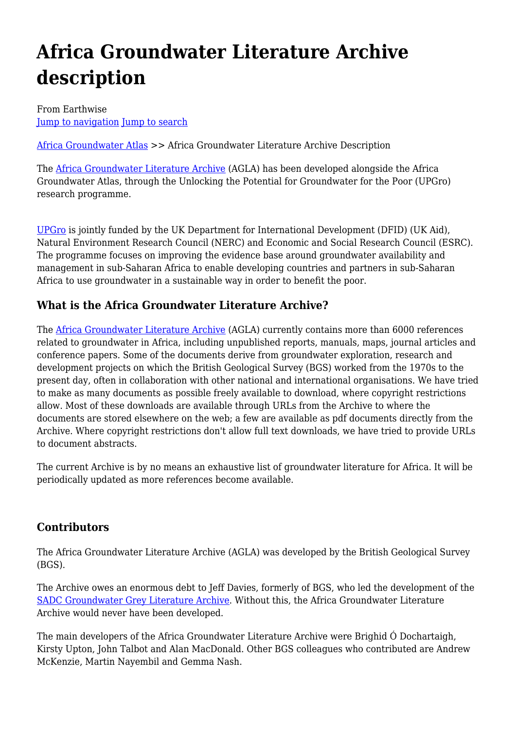# Africa Groundwater Literature Archive description

From Earthwise
Jump to navigation Jump to search

Africa Groundwater Atlas >> Africa Groundwater Literature Archive Description

The Africa Groundwater Literature Archive (AGLA) has been developed alongside the Africa Groundwater Atlas, through the Unlocking the Potential for Groundwater for the Poor (UPGro) research programme.

UPGro is jointly funded by the UK Department for International Development (DFID) (UK Aid), Natural Environment Research Council (NERC) and Economic and Social Research Council (ESRC). The programme focuses on improving the evidence base around groundwater availability and management in sub-Saharan Africa to enable developing countries and partners in sub-Saharan Africa to use groundwater in a sustainable way in order to benefit the poor.

## What is the Africa Groundwater Literature Archive?

The Africa Groundwater Literature Archive (AGLA) currently contains more than 6000 references related to groundwater in Africa, including unpublished reports, manuals, maps, journal articles and conference papers. Some of the documents derive from groundwater exploration, research and development projects on which the British Geological Survey (BGS) worked from the 1970s to the present day, often in collaboration with other national and international organisations. We have tried to make as many documents as possible freely available to download, where copyright restrictions allow. Most of these downloads are available through URLs from the Archive to where the documents are stored elsewhere on the web; a few are available as pdf documents directly from the Archive. Where copyright restrictions don't allow full text downloads, we have tried to provide URLs to document abstracts.

The current Archive is by no means an exhaustive list of groundwater literature for Africa. It will be periodically updated as more references become available.

## Contributors

The Africa Groundwater Literature Archive (AGLA) was developed by the British Geological Survey (BGS).

The Archive owes an enormous debt to Jeff Davies, formerly of BGS, who led the development of the SADC Groundwater Grey Literature Archive. Without this, the Africa Groundwater Literature Archive would never have been developed.

The main developers of the Africa Groundwater Literature Archive were Brighid Ó Dochartaigh, Kirsty Upton, John Talbot and Alan MacDonald. Other BGS colleagues who contributed are Andrew McKenzie, Martin Nayembil and Gemma Nash.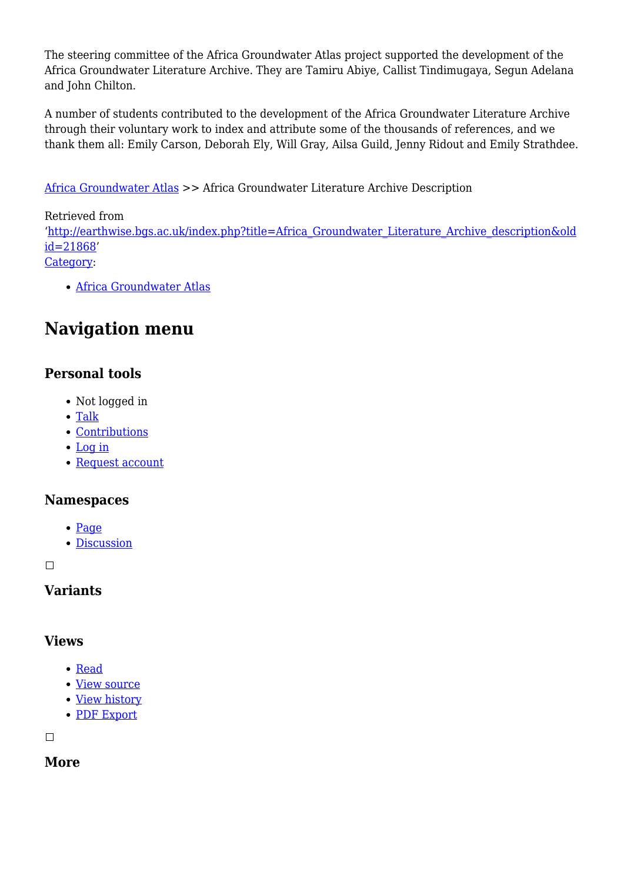The steering committee of the Africa Groundwater Atlas project supported the development of the Africa Groundwater Literature Archive. They are Tamiru Abiye, Callist Tindimugaya, Segun Adelana and John Chilton.

A number of students contributed to the development of the Africa Groundwater Literature Archive through their voluntary work to index and attribute some of the thousands of references, and we thank them all: Emily Carson, Deborah Ely, Will Gray, Ailsa Guild, Jenny Ridout and Emily Strathdee.

[Africa Groundwater Atlas](http://earthwise.bgs.ac.uk/index.php/Africa_Groundwater_Atlas) >> Africa Groundwater Literature Archive Description

Retrieved from 'http://earthwise.bgs.ac.uk/index.php?title=Africa_Groundwater_Literature_Archive_description&oldid=21868'
Category:

- Africa Groundwater Atlas

## Navigation menu

### Personal tools

- Not logged in
- Talk
- Contributions
- Log in
- Request account

### Namespaces

- Page
- Discussion

### Variants

### Views

- Read
- View source
- View history
- PDF Export

### More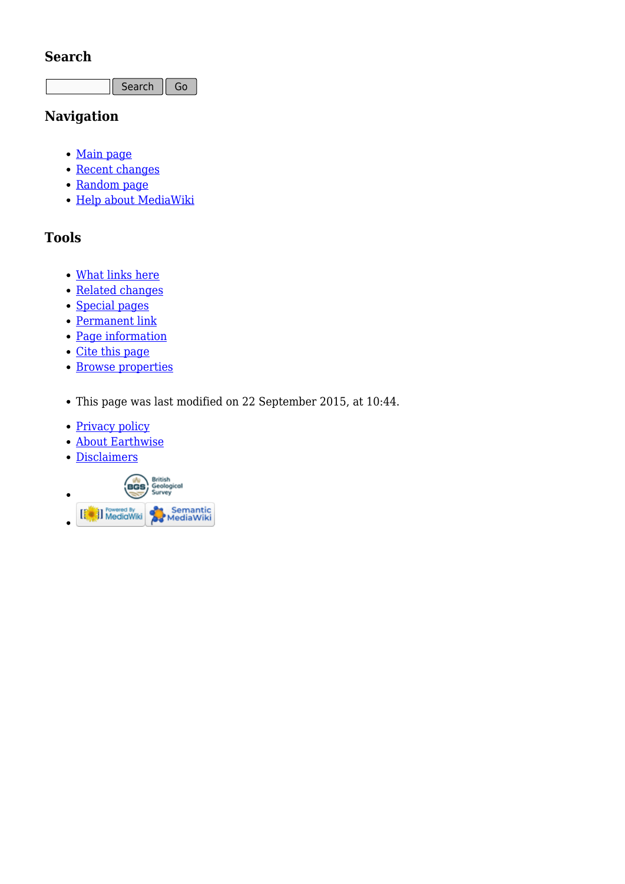## Search

Search Go

## Navigation

- Main page
- Recent changes
- Random page
- Help about MediaWiki

## Tools

- What links here
- Related changes
- Special pages
- Permanent link
- Page information
- Cite this page
- Browse properties

- This page was last modified on 22 September 2015, at 10:44.

- Privacy policy
- About Earthwise
- Disclaimers